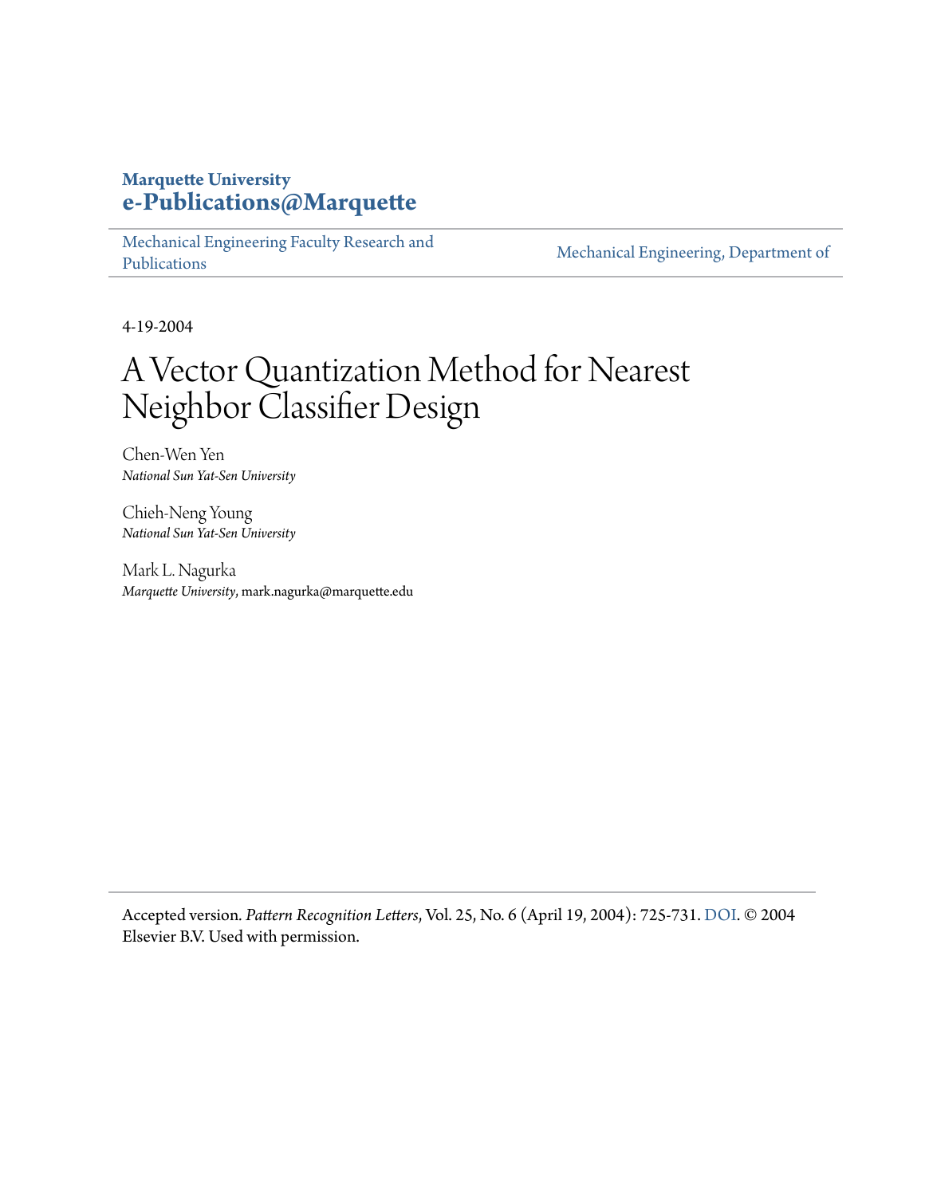**Marquette University**
**e-Publications@Marquette**

Mechanical Engineering Faculty Research and Publications | Mechanical Engineering, Department of

4-19-2004

# A Vector Quantization Method for Nearest Neighbor Classifier Design

Chen-Wen Yen
*National Sun Yat-Sen University*

Chieh-Neng Young
*National Sun Yat-Sen University*

Mark L. Nagurka
*Marquette University*, mark.nagurka@marquette.edu

Accepted version. *Pattern Recognition Letters*, Vol. 25, No. 6 (April 19, 2004): 725-731. DOI. © 2004 Elsevier B.V. Used with permission.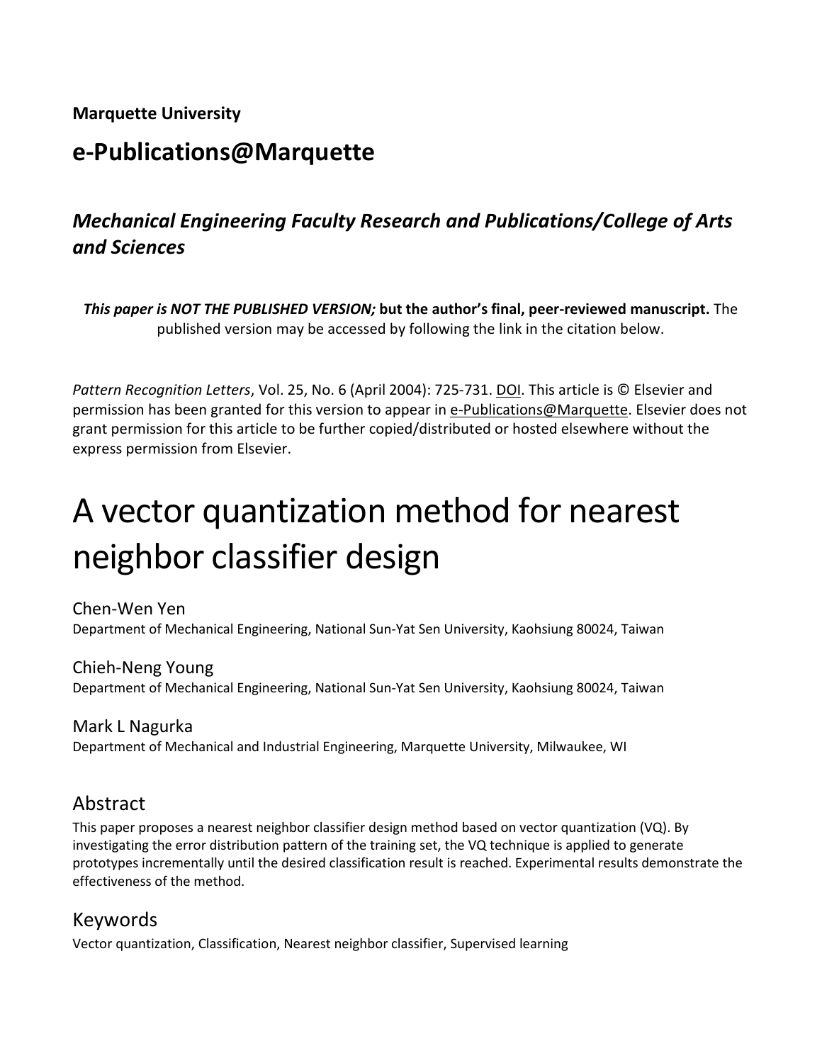**Marquette University**

## e-Publications@Marquette

### *Mechanical Engineering Faculty Research and Publications/College of Arts and Sciences*

***This paper is NOT THE PUBLISHED VERSION;* but the author's final, peer-reviewed manuscript.** The published version may be accessed by following the link in the citation below.

*Pattern Recognition Letters*, Vol. 25, No. 6 (April 2004): 725-731. DOI. This article is © Elsevier and permission has been granted for this version to appear in e-Publications@Marquette. Elsevier does not grant permission for this article to be further copied/distributed or hosted elsewhere without the express permission from Elsevier.

# A vector quantization method for nearest neighbor classifier design

Chen-Wen Yen
Department of Mechanical Engineering, National Sun-Yat Sen University, Kaohsiung 80024, Taiwan

Chieh-Neng Young
Department of Mechanical Engineering, National Sun-Yat Sen University, Kaohsiung 80024, Taiwan

Mark L Nagurka
Department of Mechanical and Industrial Engineering, Marquette University, Milwaukee, WI

## Abstract

This paper proposes a nearest neighbor classifier design method based on vector quantization (VQ). By investigating the error distribution pattern of the training set, the VQ technique is applied to generate prototypes incrementally until the desired classification result is reached. Experimental results demonstrate the effectiveness of the method.

## Keywords

Vector quantization, Classification, Nearest neighbor classifier, Supervised learning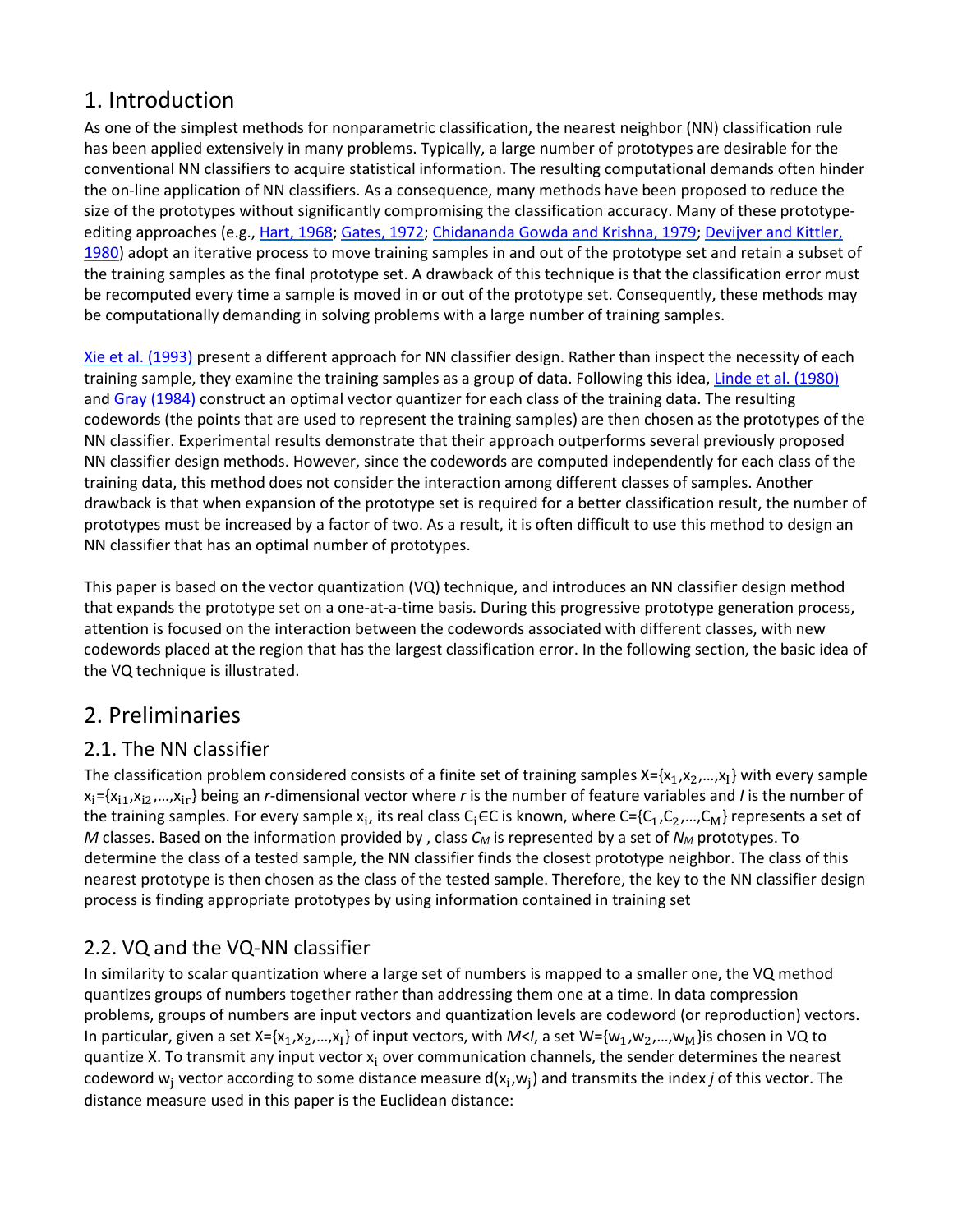## 1. Introduction

As one of the simplest methods for nonparametric classification, the nearest neighbor (NN) classification rule has been applied extensively in many problems. Typically, a large number of prototypes are desirable for the conventional NN classifiers to acquire statistical information. The resulting computational demands often hinder the on-line application of NN classifiers. As a consequence, many methods have been proposed to reduce the size of the prototypes without significantly compromising the classification accuracy. Many of these prototype-editing approaches (e.g., Hart, 1968; Gates, 1972; Chidananda Gowda and Krishna, 1979; Devijver and Kittler, 1980) adopt an iterative process to move training samples in and out of the prototype set and retain a subset of the training samples as the final prototype set. A drawback of this technique is that the classification error must be recomputed every time a sample is moved in or out of the prototype set. Consequently, these methods may be computationally demanding in solving problems with a large number of training samples.

Xie et al. (1993) present a different approach for NN classifier design. Rather than inspect the necessity of each training sample, they examine the training samples as a group of data. Following this idea, Linde et al. (1980) and Gray (1984) construct an optimal vector quantizer for each class of the training data. The resulting codewords (the points that are used to represent the training samples) are then chosen as the prototypes of the NN classifier. Experimental results demonstrate that their approach outperforms several previously proposed NN classifier design methods. However, since the codewords are computed independently for each class of the training data, this method does not consider the interaction among different classes of samples. Another drawback is that when expansion of the prototype set is required for a better classification result, the number of prototypes must be increased by a factor of two. As a result, it is often difficult to use this method to design an NN classifier that has an optimal number of prototypes.

This paper is based on the vector quantization (VQ) technique, and introduces an NN classifier design method that expands the prototype set on a one-at-a-time basis. During this progressive prototype generation process, attention is focused on the interaction between the codewords associated with different classes, with new codewords placed at the region that has the largest classification error. In the following section, the basic idea of the VQ technique is illustrated.

## 2. Preliminaries

### 2.1. The NN classifier

The classification problem considered consists of a finite set of training samples $X=\{x_1,x_2,\ldots,x_I\}$ with every sample $x_i=\{x_{i1},x_{i2},\ldots,x_{ir}\}$ being an *r*-dimensional vector where *r* is the number of feature variables and *I* is the number of the training samples. For every sample $x_i$, its real class $C_i \in C$ is known, where $C=\{C_1,C_2,\ldots,C_M\}$ represents a set of *M* classes. Based on the information provided by , class $C_M$ is represented by a set of $N_M$ prototypes. To determine the class of a tested sample, the NN classifier finds the closest prototype neighbor. The class of this nearest prototype is then chosen as the class of the tested sample. Therefore, the key to the NN classifier design process is finding appropriate prototypes by using information contained in training set

### 2.2. VQ and the VQ-NN classifier

In similarity to scalar quantization where a large set of numbers is mapped to a smaller one, the VQ method quantizes groups of numbers together rather than addressing them one at a time. In data compression problems, groups of numbers are input vectors and quantization levels are codeword (or reproduction) vectors. In particular, given a set $X=\{x_1,x_2,\ldots,x_I\}$ of input vectors, with $M<I$, a set $W=\{w_1,w_2,\ldots,w_M\}$ is chosen in VQ to quantize X. To transmit any input vector $x_i$ over communication channels, the sender determines the nearest codeword $w_j$ vector according to some distance measure $d(x_i,w_j)$ and transmits the index *j* of this vector. The distance measure used in this paper is the Euclidean distance: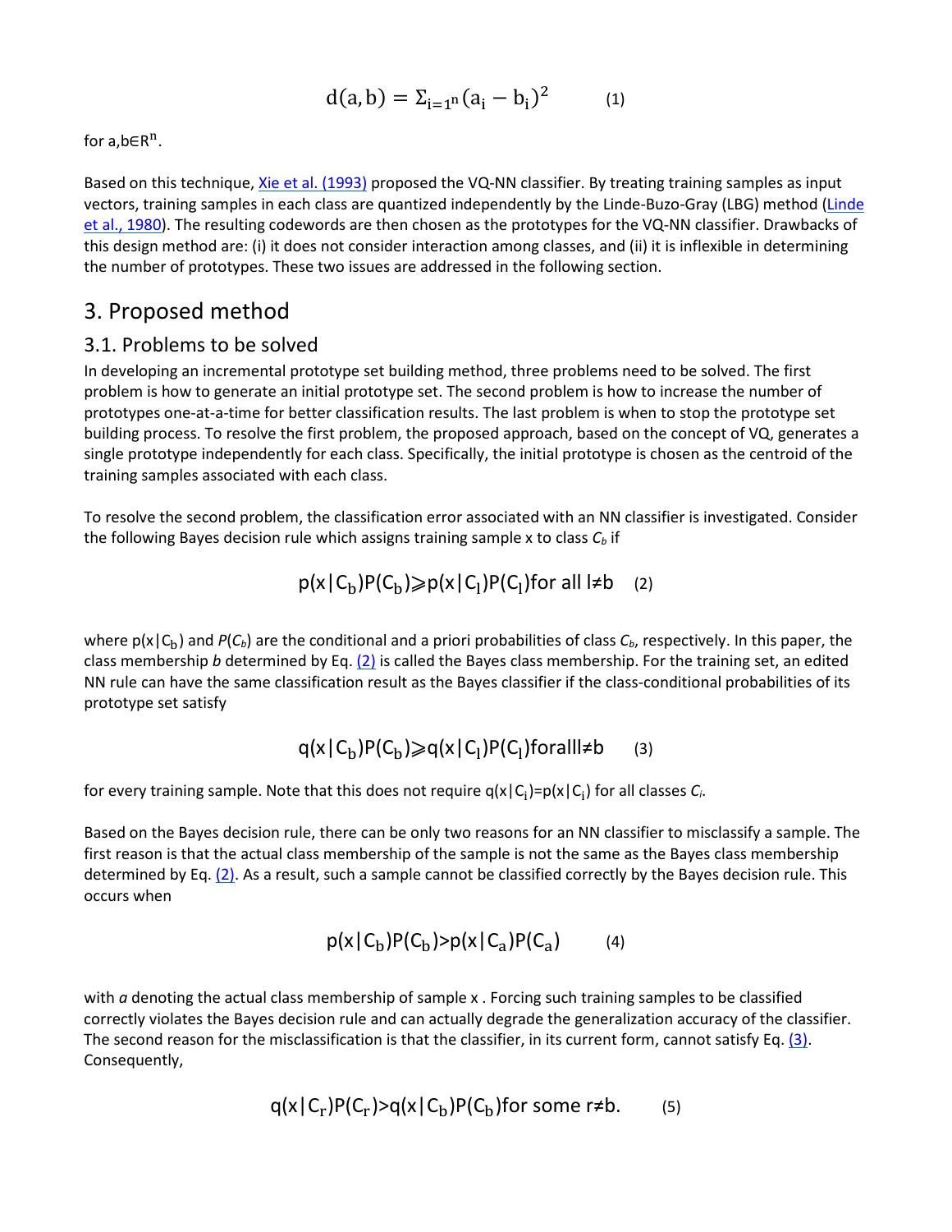$$d(a,b) = \Sigma_{i=1^n}(a_i - b_i)^2 \quad (1)$$

for $a,b \in R^n$.

Based on this technique, Xie et al. (1993) proposed the VQ-NN classifier. By treating training samples as input vectors, training samples in each class are quantized independently by the Linde-Buzo-Gray (LBG) method (Linde et al., 1980). The resulting codewords are then chosen as the prototypes for the VQ-NN classifier. Drawbacks of this design method are: (i) it does not consider interaction among classes, and (ii) it is inflexible in determining the number of prototypes. These two issues are addressed in the following section.

## 3. Proposed method

### 3.1. Problems to be solved

In developing an incremental prototype set building method, three problems need to be solved. The first problem is how to generate an initial prototype set. The second problem is how to increase the number of prototypes one-at-a-time for better classification results. The last problem is when to stop the prototype set building process. To resolve the first problem, the proposed approach, based on the concept of VQ, generates a single prototype independently for each class. Specifically, the initial prototype is chosen as the centroid of the training samples associated with each class.

To resolve the second problem, the classification error associated with an NN classifier is investigated. Consider the following Bayes decision rule which assigns training sample x to class $C_b$ if

$$p(x|C_b)P(C_b) \geqslant p(x|C_l)P(C_l) \text{for all } l \neq b \quad (2)$$

where $p(x|C_b)$ and $P(C_b)$ are the conditional and a priori probabilities of class $C_b$, respectively. In this paper, the class membership $b$ determined by Eq. (2) is called the Bayes class membership. For the training set, an edited NN rule can have the same classification result as the Bayes classifier if the class-conditional probabilities of its prototype set satisfy

$$q(x|C_b)P(C_b) \geqslant q(x|C_l)P(C_l) \text{forall} l \neq b \quad (3)$$

for every training sample. Note that this does not require $q(x|C_i)=p(x|C_i)$ for all classes $C_i$.

Based on the Bayes decision rule, there can be only two reasons for an NN classifier to misclassify a sample. The first reason is that the actual class membership of the sample is not the same as the Bayes class membership determined by Eq. (2). As a result, such a sample cannot be classified correctly by the Bayes decision rule. This occurs when

$$p(x|C_b)P(C_b) > p(x|C_a)P(C_a) \quad (4)$$

with $a$ denoting the actual class membership of sample x . Forcing such training samples to be classified correctly violates the Bayes decision rule and can actually degrade the generalization accuracy of the classifier. The second reason for the misclassification is that the classifier, in its current form, cannot satisfy Eq. (3). Consequently,

$$q(x|C_r)P(C_r) > q(x|C_b)P(C_b) \text{for some } r \neq b. \quad (5)$$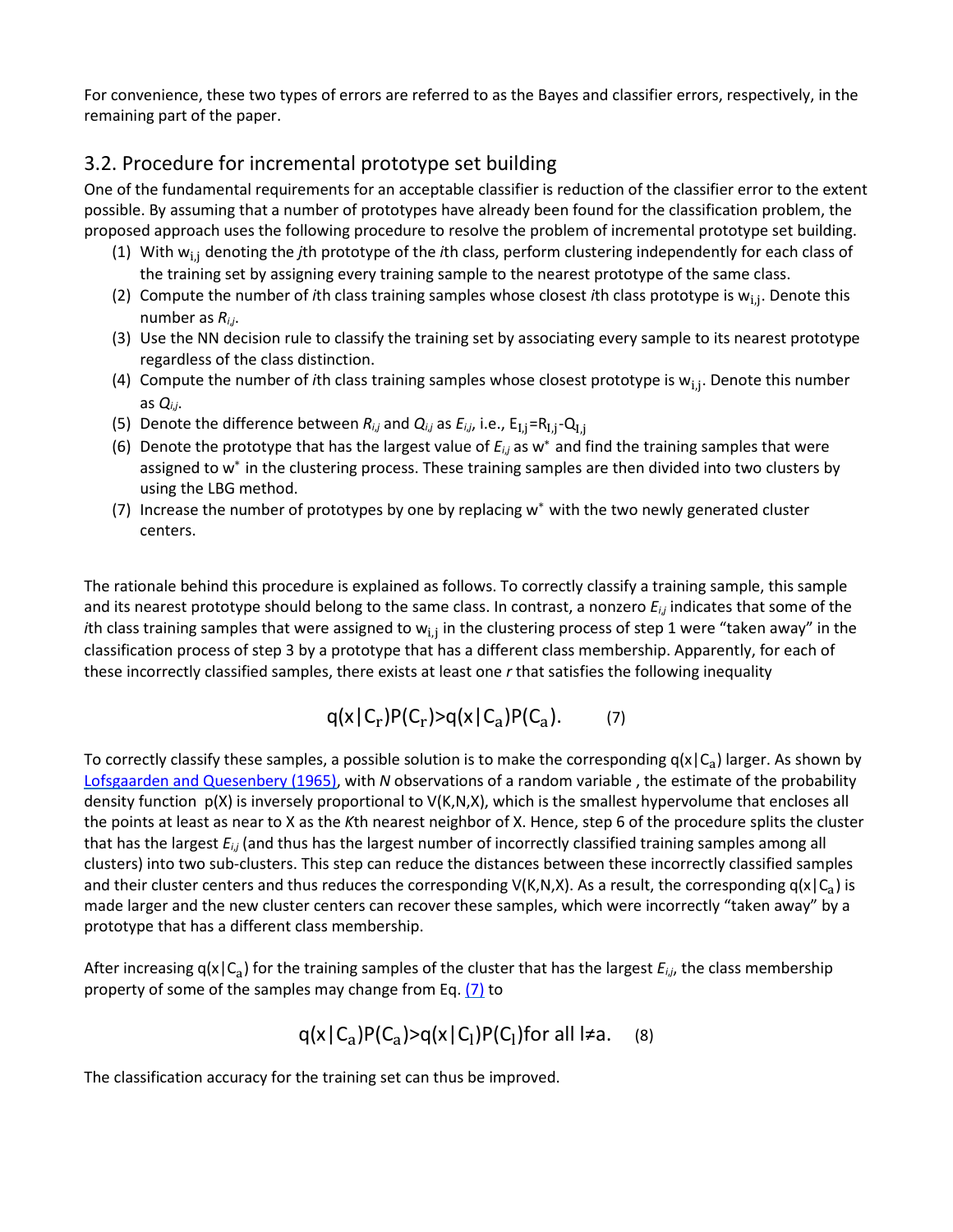For convenience, these two types of errors are referred to as the Bayes and classifier errors, respectively, in the remaining part of the paper.

## 3.2. Procedure for incremental prototype set building

One of the fundamental requirements for an acceptable classifier is reduction of the classifier error to the extent possible. By assuming that a number of prototypes have already been found for the classification problem, the proposed approach uses the following procedure to resolve the problem of incremental prototype set building.

1. With $w_{i,j}$ denoting the *j*th prototype of the *i*th class, perform clustering independently for each class of the training set by assigning every training sample to the nearest prototype of the same class.
2. Compute the number of *i*th class training samples whose closest *i*th class prototype is $w_{i,j}$. Denote this number as $R_{i,j}$.
3. Use the NN decision rule to classify the training set by associating every sample to its nearest prototype regardless of the class distinction.
4. Compute the number of *i*th class training samples whose closest prototype is $w_{i,j}$. Denote this number as $Q_{i,j}$.
5. Denote the difference between $R_{i,j}$ and $Q_{i,j}$ as $E_{i,j}$, i.e., $E_{I,j}=R_{I,j}-Q_{I,j}$
6. Denote the prototype that has the largest value of $E_{i,j}$ as $w^*$ and find the training samples that were assigned to $w^*$ in the clustering process. These training samples are then divided into two clusters by using the LBG method.
7. Increase the number of prototypes by one by replacing $w^*$ with the two newly generated cluster centers.

The rationale behind this procedure is explained as follows. To correctly classify a training sample, this sample and its nearest prototype should belong to the same class. In contrast, a nonzero $E_{i,j}$ indicates that some of the *i*th class training samples that were assigned to $w_{i,j}$ in the clustering process of step 1 were "taken away" in the classification process of step 3 by a prototype that has a different class membership. Apparently, for each of these incorrectly classified samples, there exists at least one *r* that satisfies the following inequality

$$q(x|C_r)P(C_r)>q(x|C_a)P(C_a). \qquad (7)$$

To correctly classify these samples, a possible solution is to make the corresponding $q(x|C_a)$ larger. As shown by Lofsgaarden and Quesenbery (1965), with *N* observations of a random variable , the estimate of the probability density function $p(X)$ is inversely proportional to $V(K,N,X)$, which is the smallest hypervolume that encloses all the points at least as near to X as the *K*th nearest neighbor of X. Hence, step 6 of the procedure splits the cluster that has the largest $E_{i,j}$ (and thus has the largest number of incorrectly classified training samples among all clusters) into two sub-clusters. This step can reduce the distances between these incorrectly classified samples and their cluster centers and thus reduces the corresponding $V(K,N,X)$. As a result, the corresponding $q(x|C_a)$ is made larger and the new cluster centers can recover these samples, which were incorrectly "taken away" by a prototype that has a different class membership.

After increasing $q(x|C_a)$ for the training samples of the cluster that has the largest $E_{i,j}$, the class membership property of some of the samples may change from Eq. (7) to

$$q(x|C_a)P(C_a)>q(x|C_l)P(C_l) \text{for all } l\neq a. \qquad (8)$$

The classification accuracy for the training set can thus be improved.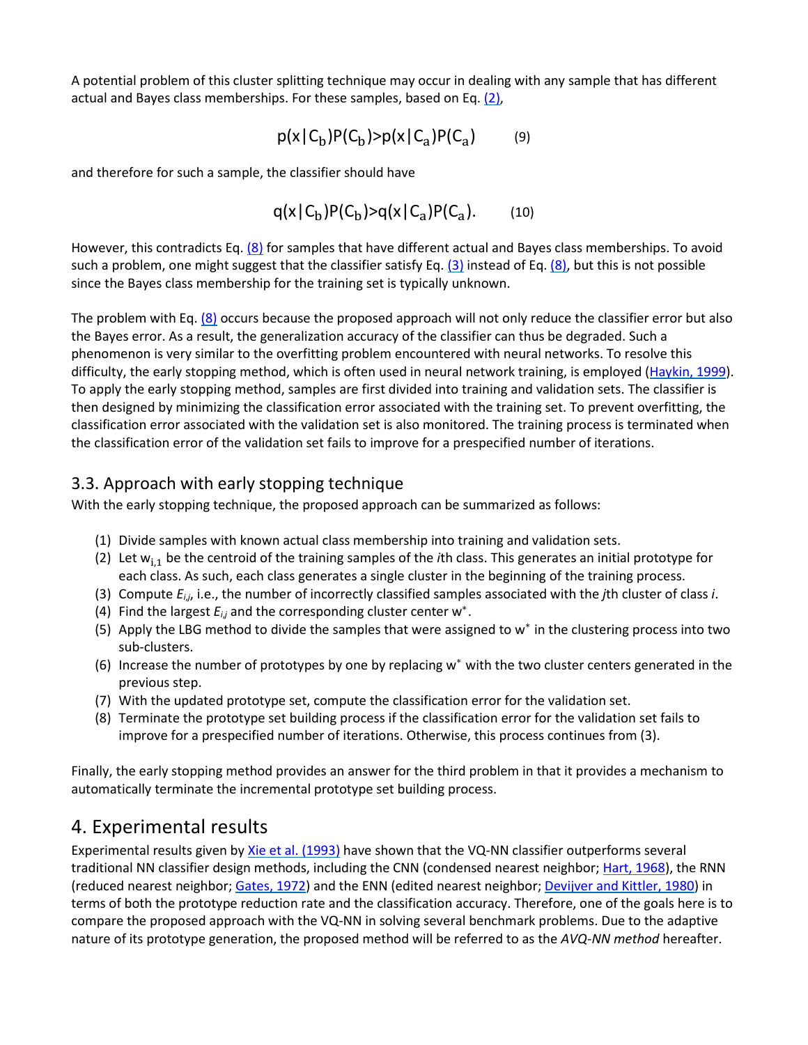A potential problem of this cluster splitting technique may occur in dealing with any sample that has different actual and Bayes class memberships. For these samples, based on Eq. (2),

$$p(x|C_b)P(C_b)>p(x|C_a)P(C_a) \tag{9}$$

and therefore for such a sample, the classifier should have

$$q(x|C_b)P(C_b)>q(x|C_a)P(C_a). \tag{10}$$

However, this contradicts Eq. (8) for samples that have different actual and Bayes class memberships. To avoid such a problem, one might suggest that the classifier satisfy Eq. (3) instead of Eq. (8), but this is not possible since the Bayes class membership for the training set is typically unknown.

The problem with Eq. (8) occurs because the proposed approach will not only reduce the classifier error but also the Bayes error. As a result, the generalization accuracy of the classifier can thus be degraded. Such a phenomenon is very similar to the overfitting problem encountered with neural networks. To resolve this difficulty, the early stopping method, which is often used in neural network training, is employed (Haykin, 1999). To apply the early stopping method, samples are first divided into training and validation sets. The classifier is then designed by minimizing the classification error associated with the training set. To prevent overfitting, the classification error associated with the validation set is also monitored. The training process is terminated when the classification error of the validation set fails to improve for a prespecified number of iterations.

## 3.3. Approach with early stopping technique

With the early stopping technique, the proposed approach can be summarized as follows:

(1) Divide samples with known actual class membership into training and validation sets.
(2) Let $w_{i,1}$ be the centroid of the training samples of the *i*th class. This generates an initial prototype for each class. As such, each class generates a single cluster in the beginning of the training process.
(3) Compute $E_{i,j}$, i.e., the number of incorrectly classified samples associated with the *j*th cluster of class *i*.
(4) Find the largest $E_{i,j}$ and the corresponding cluster center $w^*$.
(5) Apply the LBG method to divide the samples that were assigned to $w^*$ in the clustering process into two sub-clusters.
(6) Increase the number of prototypes by one by replacing $w^*$ with the two cluster centers generated in the previous step.
(7) With the updated prototype set, compute the classification error for the validation set.
(8) Terminate the prototype set building process if the classification error for the validation set fails to improve for a prespecified number of iterations. Otherwise, this process continues from (3).

Finally, the early stopping method provides an answer for the third problem in that it provides a mechanism to automatically terminate the incremental prototype set building process.

# 4. Experimental results

Experimental results given by Xie et al. (1993) have shown that the VQ-NN classifier outperforms several traditional NN classifier design methods, including the CNN (condensed nearest neighbor; Hart, 1968), the RNN (reduced nearest neighbor; Gates, 1972) and the ENN (edited nearest neighbor; Devijver and Kittler, 1980) in terms of both the prototype reduction rate and the classification accuracy. Therefore, one of the goals here is to compare the proposed approach with the VQ-NN in solving several benchmark problems. Due to the adaptive nature of its prototype generation, the proposed method will be referred to as the *AVQ-NN method* hereafter.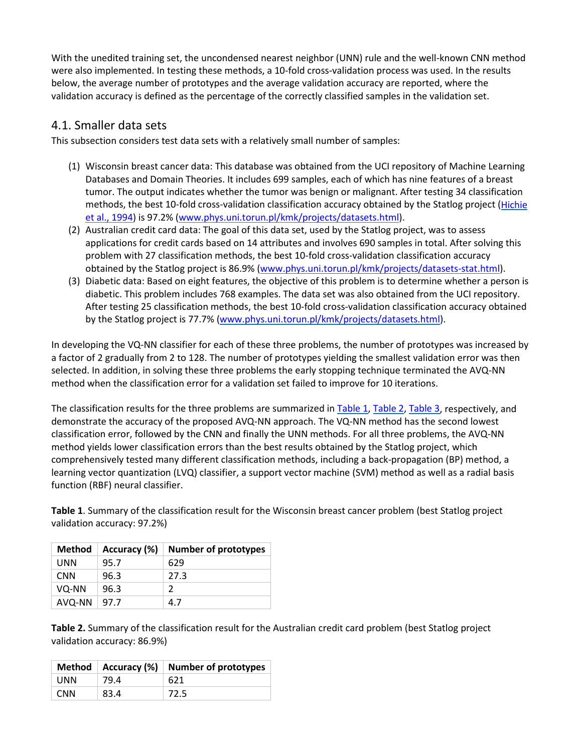With the unedited training set, the uncondensed nearest neighbor (UNN) rule and the well-known CNN method were also implemented. In testing these methods, a 10-fold cross-validation process was used. In the results below, the average number of prototypes and the average validation accuracy are reported, where the validation accuracy is defined as the percentage of the correctly classified samples in the validation set.

## 4.1. Smaller data sets

This subsection considers test data sets with a relatively small number of samples:

(1) Wisconsin breast cancer data: This database was obtained from the UCI repository of Machine Learning Databases and Domain Theories. It includes 699 samples, each of which has nine features of a breast tumor. The output indicates whether the tumor was benign or malignant. After testing 34 classification methods, the best 10-fold cross-validation classification accuracy obtained by the Statlog project (Hichie et al., 1994) is 97.2% (www.phys.uni.torun.pl/kmk/projects/datasets.html).

(2) Australian credit card data: The goal of this data set, used by the Statlog project, was to assess applications for credit cards based on 14 attributes and involves 690 samples in total. After solving this problem with 27 classification methods, the best 10-fold cross-validation classification accuracy obtained by the Statlog project is 86.9% (www.phys.uni.torun.pl/kmk/projects/datasets-stat.html).

(3) Diabetic data: Based on eight features, the objective of this problem is to determine whether a person is diabetic. This problem includes 768 examples. The data set was also obtained from the UCI repository. After testing 25 classification methods, the best 10-fold cross-validation classification accuracy obtained by the Statlog project is 77.7% (www.phys.uni.torun.pl/kmk/projects/datasets.html).

In developing the VQ-NN classifier for each of these three problems, the number of prototypes was increased by a factor of 2 gradually from 2 to 128. The number of prototypes yielding the smallest validation error was then selected. In addition, in solving these three problems the early stopping technique terminated the AVQ-NN method when the classification error for a validation set failed to improve for 10 iterations.

The classification results for the three problems are summarized in Table 1, Table 2, Table 3, respectively, and demonstrate the accuracy of the proposed AVQ-NN approach. The VQ-NN method has the second lowest classification error, followed by the CNN and finally the UNN methods. For all three problems, the AVQ-NN method yields lower classification errors than the best results obtained by the Statlog project, which comprehensively tested many different classification methods, including a back-propagation (BP) method, a learning vector quantization (LVQ) classifier, a support vector machine (SVM) method as well as a radial basis function (RBF) neural classifier.

**Table 1**. Summary of the classification result for the Wisconsin breast cancer problem (best Statlog project validation accuracy: 97.2%)

| Method | Accuracy (%) | Number of prototypes |
|---|---|---|
| UNN | 95.7 | 629 |
| CNN | 96.3 | 27.3 |
| VQ-NN | 96.3 | 2 |
| AVQ-NN | 97.7 | 4.7 |

**Table 2.** Summary of the classification result for the Australian credit card problem (best Statlog project validation accuracy: 86.9%)

| Method | Accuracy (%) | Number of prototypes |
|---|---|---|
| UNN | 79.4 | 621 |
| CNN | 83.4 | 72.5 |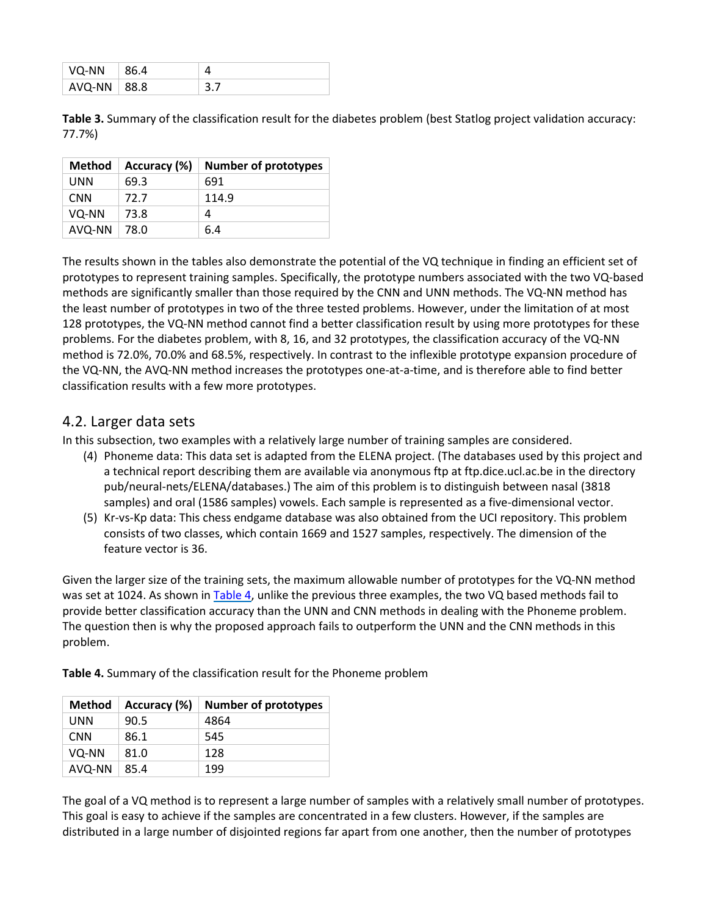| VQ-NN | 86.4 | 4 |
|---|---|---|
| AVQ-NN | 88.8 | 3.7 |

**Table 3.** Summary of the classification result for the diabetes problem (best Statlog project validation accuracy: 77.7%)

| Method | Accuracy (%) | Number of prototypes |
|---|---|---|
| UNN | 69.3 | 691 |
| CNN | 72.7 | 114.9 |
| VQ-NN | 73.8 | 4 |
| AVQ-NN | 78.0 | 6.4 |

The results shown in the tables also demonstrate the potential of the VQ technique in finding an efficient set of prototypes to represent training samples. Specifically, the prototype numbers associated with the two VQ-based methods are significantly smaller than those required by the CNN and UNN methods. The VQ-NN method has the least number of prototypes in two of the three tested problems. However, under the limitation of at most 128 prototypes, the VQ-NN method cannot find a better classification result by using more prototypes for these problems. For the diabetes problem, with 8, 16, and 32 prototypes, the classification accuracy of the VQ-NN method is 72.0%, 70.0% and 68.5%, respectively. In contrast to the inflexible prototype expansion procedure of the VQ-NN, the AVQ-NN method increases the prototypes one-at-a-time, and is therefore able to find better classification results with a few more prototypes.

## 4.2. Larger data sets

In this subsection, two examples with a relatively large number of training samples are considered.

(4) Phoneme data: This data set is adapted from the ELENA project. (The databases used by this project and a technical report describing them are available via anonymous ftp at ftp.dice.ucl.ac.be in the directory pub/neural-nets/ELENA/databases.) The aim of this problem is to distinguish between nasal (3818 samples) and oral (1586 samples) vowels. Each sample is represented as a five-dimensional vector.

(5) Kr-vs-Kp data: This chess endgame database was also obtained from the UCI repository. This problem consists of two classes, which contain 1669 and 1527 samples, respectively. The dimension of the feature vector is 36.

Given the larger size of the training sets, the maximum allowable number of prototypes for the VQ-NN method was set at 1024. As shown in Table 4, unlike the previous three examples, the two VQ based methods fail to provide better classification accuracy than the UNN and CNN methods in dealing with the Phoneme problem. The question then is why the proposed approach fails to outperform the UNN and the CNN methods in this problem.

**Table 4.** Summary of the classification result for the Phoneme problem

| Method | Accuracy (%) | Number of prototypes |
|---|---|---|
| UNN | 90.5 | 4864 |
| CNN | 86.1 | 545 |
| VQ-NN | 81.0 | 128 |
| AVQ-NN | 85.4 | 199 |

The goal of a VQ method is to represent a large number of samples with a relatively small number of prototypes. This goal is easy to achieve if the samples are concentrated in a few clusters. However, if the samples are distributed in a large number of disjointed regions far apart from one another, then the number of prototypes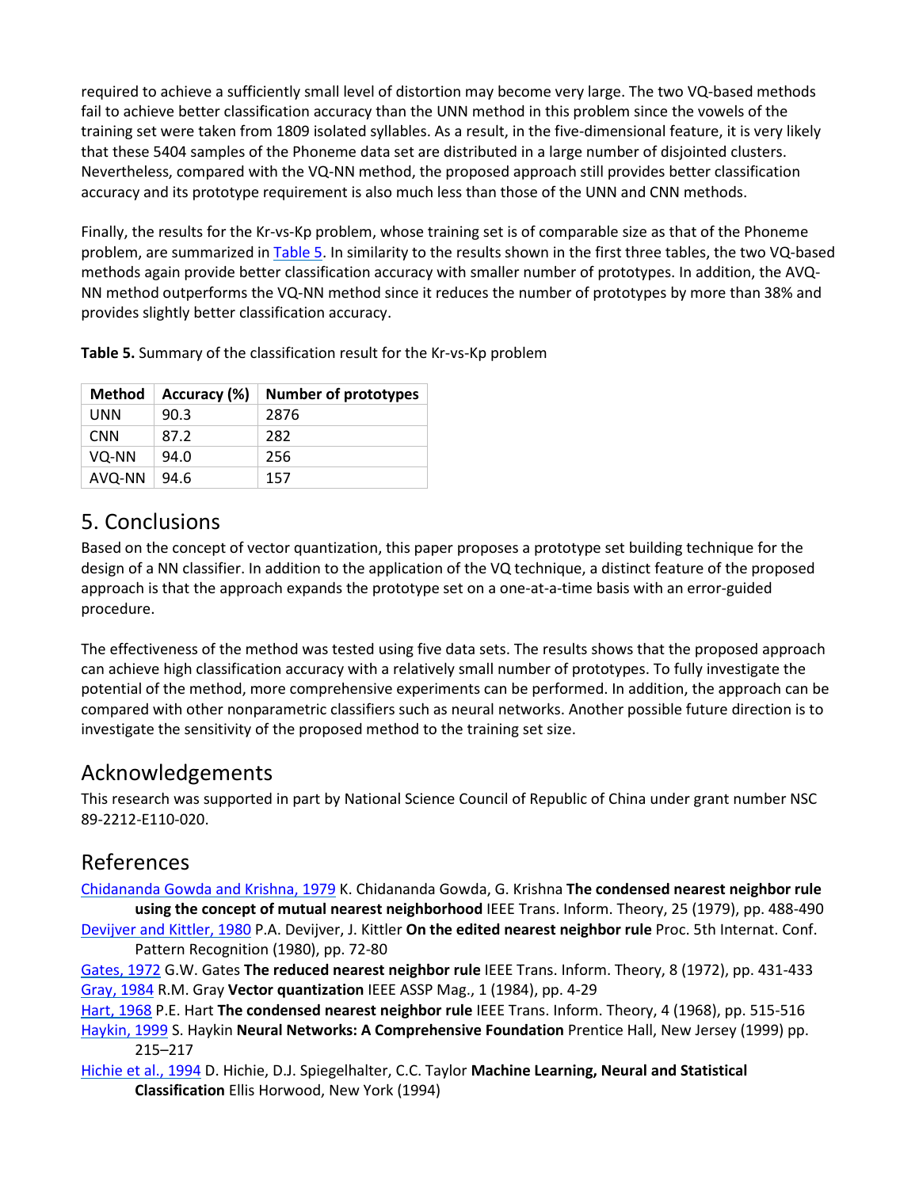required to achieve a sufficiently small level of distortion may become very large. The two VQ-based methods fail to achieve better classification accuracy than the UNN method in this problem since the vowels of the training set were taken from 1809 isolated syllables. As a result, in the five-dimensional feature, it is very likely that these 5404 samples of the Phoneme data set are distributed in a large number of disjointed clusters. Nevertheless, compared with the VQ-NN method, the proposed approach still provides better classification accuracy and its prototype requirement is also much less than those of the UNN and CNN methods.

Finally, the results for the Kr-vs-Kp problem, whose training set is of comparable size as that of the Phoneme problem, are summarized in Table 5. In similarity to the results shown in the first three tables, the two VQ-based methods again provide better classification accuracy with smaller number of prototypes. In addition, the AVQ-NN method outperforms the VQ-NN method since it reduces the number of prototypes by more than 38% and provides slightly better classification accuracy.

**Table 5.** Summary of the classification result for the Kr-vs-Kp problem

| Method | Accuracy (%) | Number of prototypes |
|---|---|---|
| UNN | 90.3 | 2876 |
| CNN | 87.2 | 282 |
| VQ-NN | 94.0 | 256 |
| AVQ-NN | 94.6 | 157 |

## 5. Conclusions

Based on the concept of vector quantization, this paper proposes a prototype set building technique for the design of a NN classifier. In addition to the application of the VQ technique, a distinct feature of the proposed approach is that the approach expands the prototype set on a one-at-a-time basis with an error-guided procedure.

The effectiveness of the method was tested using five data sets. The results shows that the proposed approach can achieve high classification accuracy with a relatively small number of prototypes. To fully investigate the potential of the method, more comprehensive experiments can be performed. In addition, the approach can be compared with other nonparametric classifiers such as neural networks. Another possible future direction is to investigate the sensitivity of the proposed method to the training set size.

## Acknowledgements

This research was supported in part by National Science Council of Republic of China under grant number NSC 89-2212-E110-020.

## References

Chidananda Gowda and Krishna, 1979 K. Chidananda Gowda, G. Krishna **The condensed nearest neighbor rule using the concept of mutual nearest neighborhood** IEEE Trans. Inform. Theory, 25 (1979), pp. 488-490

Devijver and Kittler, 1980 P.A. Devijver, J. Kittler **On the edited nearest neighbor rule** Proc. 5th Internat. Conf. Pattern Recognition (1980), pp. 72-80

Gates, 1972 G.W. Gates **The reduced nearest neighbor rule** IEEE Trans. Inform. Theory, 8 (1972), pp. 431-433

Gray, 1984 R.M. Gray **Vector quantization** IEEE ASSP Mag., 1 (1984), pp. 4-29

Hart, 1968 P.E. Hart **The condensed nearest neighbor rule** IEEE Trans. Inform. Theory, 4 (1968), pp. 515-516

Haykin, 1999 S. Haykin **Neural Networks: A Comprehensive Foundation** Prentice Hall, New Jersey (1999) pp. 215–217

Hichie et al., 1994 D. Hichie, D.J. Spiegelhalter, C.C. Taylor **Machine Learning, Neural and Statistical Classification** Ellis Horwood, New York (1994)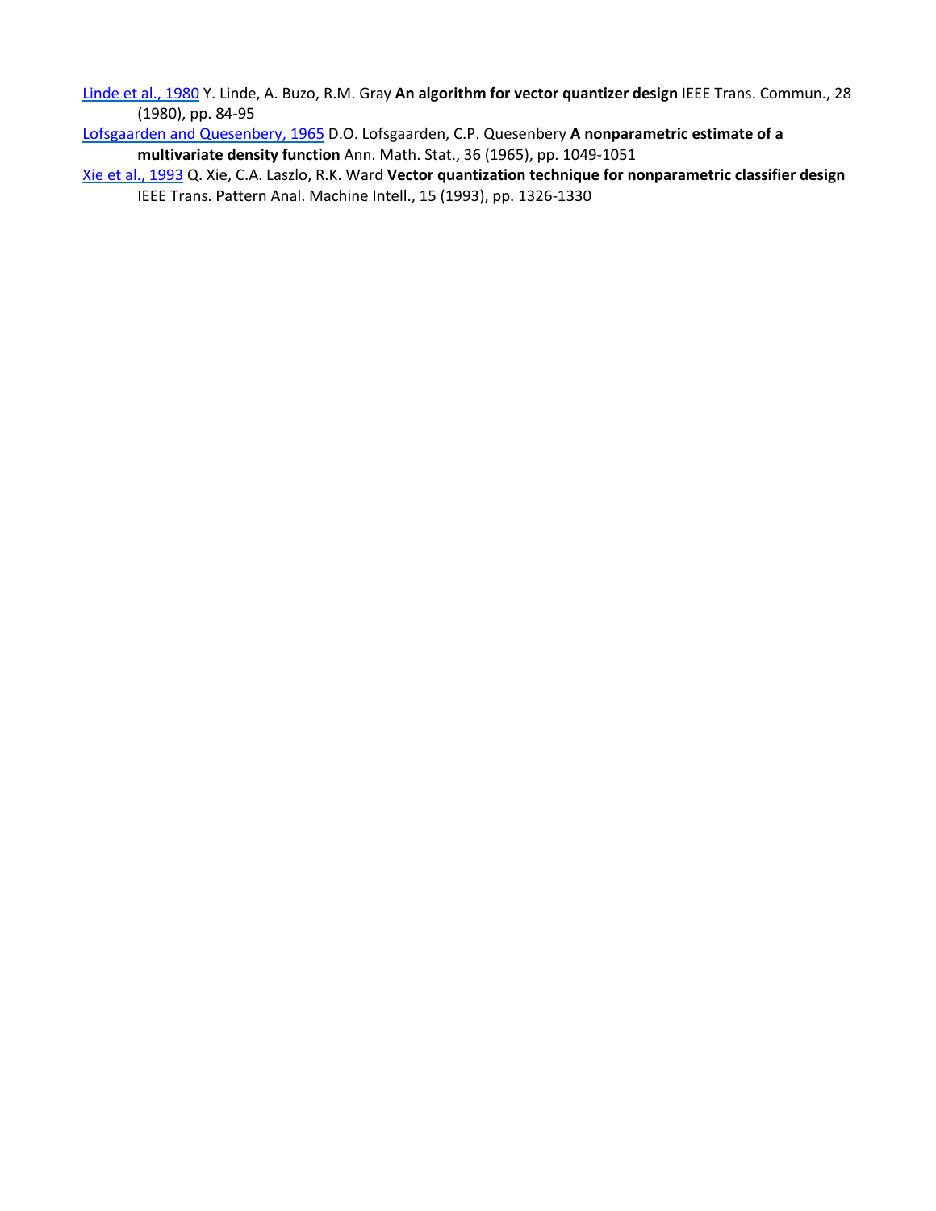Linde et al., 1980 Y. Linde, A. Buzo, R.M. Gray **An algorithm for vector quantizer design** IEEE Trans. Commun., 28 (1980), pp. 84-95

Lofsgaarden and Quesenbery, 1965 D.O. Lofsgaarden, C.P. Quesenbery **A nonparametric estimate of a multivariate density function** Ann. Math. Stat., 36 (1965), pp. 1049-1051

Xie et al., 1993 Q. Xie, C.A. Laszlo, R.K. Ward **Vector quantization technique for nonparametric classifier design** IEEE Trans. Pattern Anal. Machine Intell., 15 (1993), pp. 1326-1330